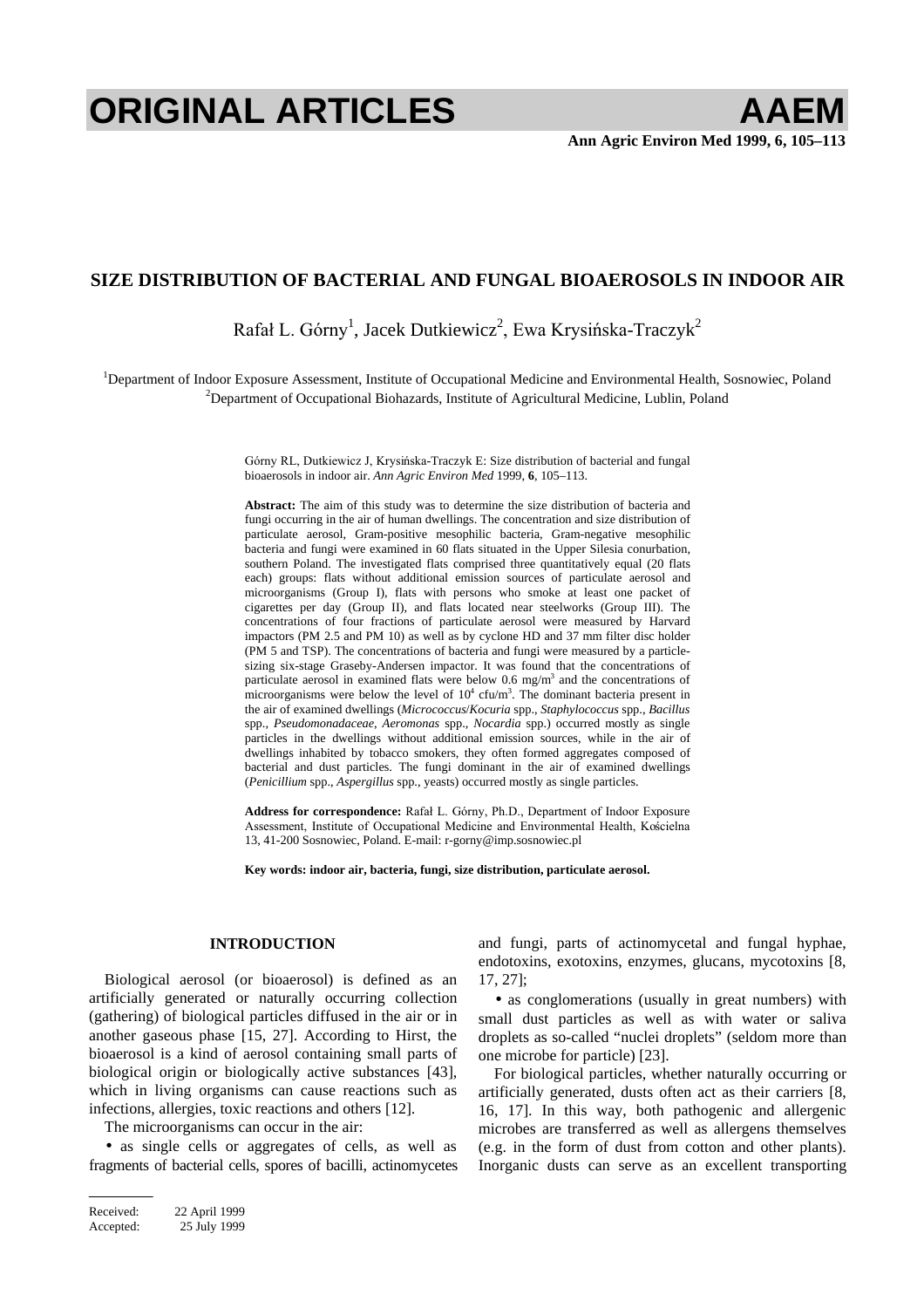# SIZE DISTRIBUTION OF BACTERIAL AND FUNGAL BIOAEROSOLS IN INDOOR AIR

Rafał L. Górny[1], Jacek Dutkiewicz[2], Ewa Krysińska-Traczyk[2]

[1]Department of Indoor Exposure Assessment, Institute of Occupational Medicine and Environmental Health, Sosnowiec, Poland
[2]Department of Occupational Biohazards, Institute of Agricultural Medicine, Lublin, Poland

Górny RL, Dutkiewicz J, Krysińska-Traczyk E: Size distribution of bacterial and fungal bioaerosols in indoor air. *Ann Agric Environ Med* 1999, **6**, 105–113.

**Abstract:** The aim of this study was to determine the size distribution of bacteria and fungi occurring in the air of human dwellings. The concentration and size distribution of particulate aerosol, Gram-positive mesophilic bacteria, Gram-negative mesophilic bacteria and fungi were examined in 60 flats situated in the Upper Silesia conurbation, southern Poland. The investigated flats comprised three quantitatively equal (20 flats each) groups: flats without additional emission sources of particulate aerosol and microorganisms (Group I), flats with persons who smoke at least one packet of cigarettes per day (Group II), and flats located near steelworks (Group III). The concentrations of four fractions of particulate aerosol were measured by Harvard impactors (PM 2.5 and PM 10) as well as by cyclone HD and 37 mm filter disc holder (PM 5 and TSP). The concentrations of bacteria and fungi were measured by a particle-sizing six-stage Graseby-Andersen impactor. It was found that the concentrations of particulate aerosol in examined flats were below 0.6 mg/m$^3$ and the concentrations of microorganisms were below the level of $10^4$ cfu/m$^3$. The dominant bacteria present in the air of examined dwellings (*Micrococcus*/*Kocuria* spp., *Staphylococcus* spp., *Bacillus* spp., *Pseudomonadaceae*, *Aeromonas* spp., *Nocardia* spp.) occurred mostly as single particles in the dwellings without additional emission sources, while in the air of dwellings inhabited by tobacco smokers, they often formed aggregates composed of bacterial and dust particles. The fungi dominant in the air of examined dwellings (*Penicillium* spp., *Aspergillus* spp., yeasts) occurred mostly as single particles.

**Address for correspondence:** Rafał L. Górny, Ph.D., Department of Indoor Exposure Assessment, Institute of Occupational Medicine and Environmental Health, Kościelna 13, 41-200 Sosnowiec, Poland. E-mail: r-gorny@imp.sosnowiec.pl

**Key words: indoor air, bacteria, fungi, size distribution, particulate aerosol.**

## INTRODUCTION

Biological aerosol (or bioaerosol) is defined as an artificially generated or naturally occurring collection (gathering) of biological particles diffused in the air or in another gaseous phase [15, 27]. According to Hirst, the bioaerosol is a kind of aerosol containing small parts of biological origin or biologically active substances [43], which in living organisms can cause reactions such as infections, allergies, toxic reactions and others [12].

The microorganisms can occur in the air:

- as single cells or aggregates of cells, as well as fragments of bacterial cells, spores of bacilli, actinomycetes and fungi, parts of actinomycetal and fungal hyphae, endotoxins, exotoxins, enzymes, glucans, mycotoxins [8, 17, 27];
- as conglomerations (usually in great numbers) with small dust particles as well as with water or saliva droplets as so-called "nuclei droplets" (seldom more than one microbe for particle) [23].

For biological particles, whether naturally occurring or artificially generated, dusts often act as their carriers [8, 16, 17]. In this way, both pathogenic and allergenic microbes are transferred as well as allergens themselves (e.g. in the form of dust from cotton and other plants). Inorganic dusts can serve as an excellent transporting

Received: 22 April 1999
Accepted: 25 July 1999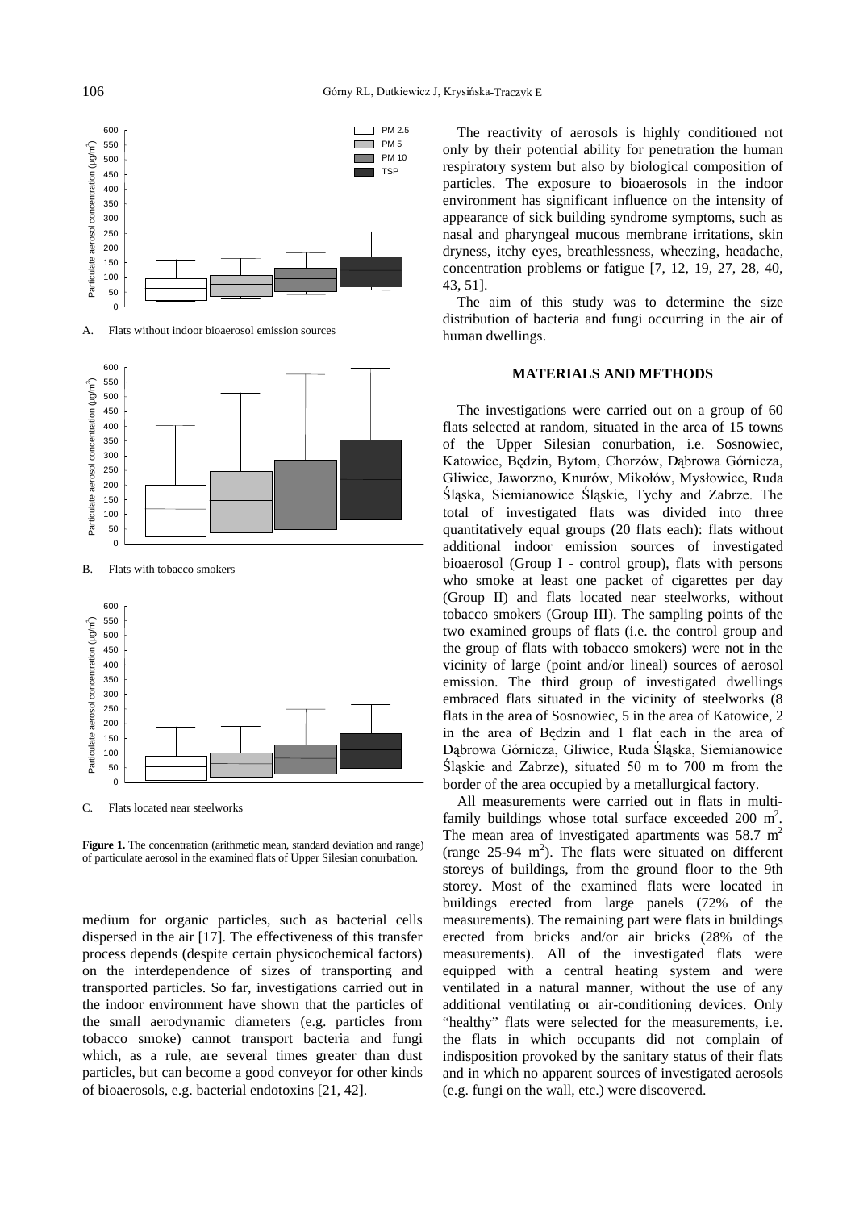A. Flats without indoor bioaerosol emission sources

B. Flats with tobacco smokers

C. Flats located near steelworks

**Figure 1.** The concentration (arithmetic mean, standard deviation and range) of particulate aerosol in the examined flats of Upper Silesian conurbation.

medium for organic particles, such as bacterial cells dispersed in the air [17]. The effectiveness of this transfer process depends (despite certain physicochemical factors) on the interdependence of sizes of transporting and transported particles. So far, investigations carried out in the indoor environment have shown that the particles of the small aerodynamic diameters (e.g. particles from tobacco smoke) cannot transport bacteria and fungi which, as a rule, are several times greater than dust particles, but can become a good conveyor for other kinds of bioaerosols, e.g. bacterial endotoxins [21, 42].

The reactivity of aerosols is highly conditioned not only by their potential ability for penetration the human respiratory system but also by biological composition of particles. The exposure to bioaerosols in the indoor environment has significant influence on the intensity of appearance of sick building syndrome symptoms, such as nasal and pharyngeal mucous membrane irritations, skin dryness, itchy eyes, breathlessness, wheezing, headache, concentration problems or fatigue [7, 12, 19, 27, 28, 40, 43, 51].

The aim of this study was to determine the size distribution of bacteria and fungi occurring in the air of human dwellings.

## MATERIALS AND METHODS

The investigations were carried out on a group of 60 flats selected at random, situated in the area of 15 towns of the Upper Silesian conurbation, i.e. Sosnowiec, Katowice, Będzin, Bytom, Chorzów, Dąbrowa Górnicza, Gliwice, Jaworzno, Knurów, Mikołów, Mysłowice, Ruda Śląska, Siemianowice Śląskie, Tychy and Zabrze. The total of investigated flats was divided into three quantitatively equal groups (20 flats each): flats without additional indoor emission sources of investigated bioaerosol (Group I - control group), flats with persons who smoke at least one packet of cigarettes per day (Group II) and flats located near steelworks, without tobacco smokers (Group III). The sampling points of the two examined groups of flats (i.e. the control group and the group of flats with tobacco smokers) were not in the vicinity of large (point and/or lineal) sources of aerosol emission. The third group of investigated dwellings embraced flats situated in the vicinity of steelworks (8 flats in the area of Sosnowiec, 5 in the area of Katowice, 2 in the area of Będzin and 1 flat each in the area of Dąbrowa Górnicza, Gliwice, Ruda Śląska, Siemianowice Śląskie and Zabrze), situated 50 m to 700 m from the border of the area occupied by a metallurgical factory.

All measurements were carried out in flats in multi-family buildings whose total surface exceeded 200 $m^2$. The mean area of investigated apartments was 58.7 $m^2$ (range 25-94 $m^2$). The flats were situated on different storeys of buildings, from the ground floor to the 9th storey. Most of the examined flats were located in buildings erected from large panels (72% of the measurements). The remaining part were flats in buildings erected from bricks and/or air bricks (28% of the measurements). All of the investigated flats were equipped with a central heating system and were ventilated in a natural manner, without the use of any additional ventilating or air-conditioning devices. Only "healthy" flats were selected for the measurements, i.e. the flats in which occupants did not complain of indisposition provoked by the sanitary status of their flats and in which no apparent sources of investigated aerosols (e.g. fungi on the wall, etc.) were discovered.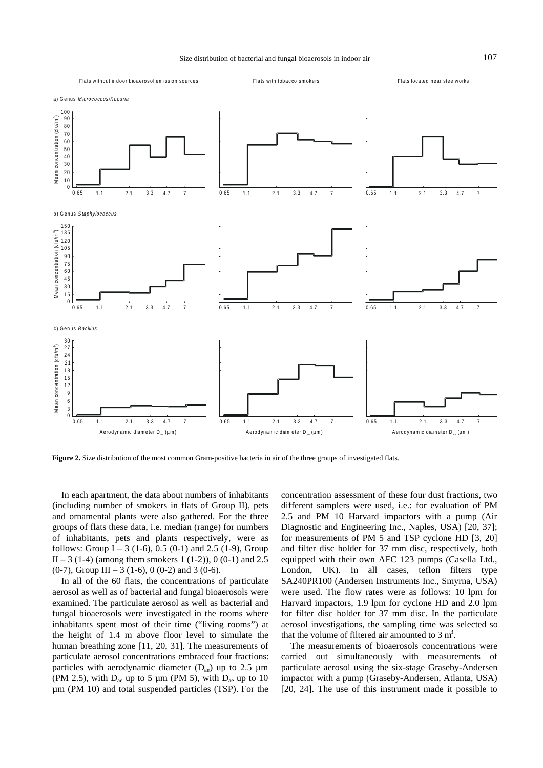**Figure 2.** Size distribution of the most common Gram-positive bacteria in air of the three groups of investigated flats.

In each apartment, the data about numbers of inhabitants (including number of smokers in flats of Group II), pets and ornamental plants were also gathered. For the three groups of flats these data, i.e. median (range) for numbers of inhabitants, pets and plants respectively, were as follows: Group I – 3 (1-6), 0.5 (0-1) and 2.5 (1-9), Group II – 3 (1-4) (among them smokers 1 (1-2)), 0 (0-1) and 2.5 (0-7), Group III – 3 (1-6), 0 (0-2) and 3 (0-6).

In all of the 60 flats, the concentrations of particulate aerosol as well as of bacterial and fungal bioaerosols were examined. The particulate aerosol as well as bacterial and fungal bioaerosols were investigated in the rooms where inhabitants spent most of their time ("living rooms") at the height of 1.4 m above floor level to simulate the human breathing zone [11, 20, 31]. The measurements of particulate aerosol concentrations embraced four fractions: particles with aerodynamic diameter ($D_{ae}$) up to 2.5 µm (PM 2.5), with $D_{ae}$ up to 5 µm (PM 5), with $D_{ae}$ up to 10 µm (PM 10) and total suspended particles (TSP). For the concentration assessment of these four dust fractions, two different samplers were used, i.e.: for evaluation of PM 2.5 and PM 10 Harvard impactors with a pump (Air Diagnostic and Engineering Inc., Naples, USA) [20, 37]; for measurements of PM 5 and TSP cyclone HD [3, 20] and filter disc holder for 37 mm disc, respectively, both equipped with their own AFC 123 pumps (Casella Ltd., London, UK). In all cases, teflon filters type SA240PR100 (Andersen Instruments Inc., Smyrna, USA) were used. The flow rates were as follows: 10 lpm for Harvard impactors, 1.9 lpm for cyclone HD and 2.0 lpm for filter disc holder for 37 mm disc. In the particulate aerosol investigations, the sampling time was selected so that the volume of filtered air amounted to 3 $m^3$.

The measurements of bioaerosols concentrations were carried out simultaneously with measurements of particulate aerosol using the six-stage Graseby-Andersen impactor with a pump (Graseby-Andersen, Atlanta, USA) [20, 24]. The use of this instrument made it possible to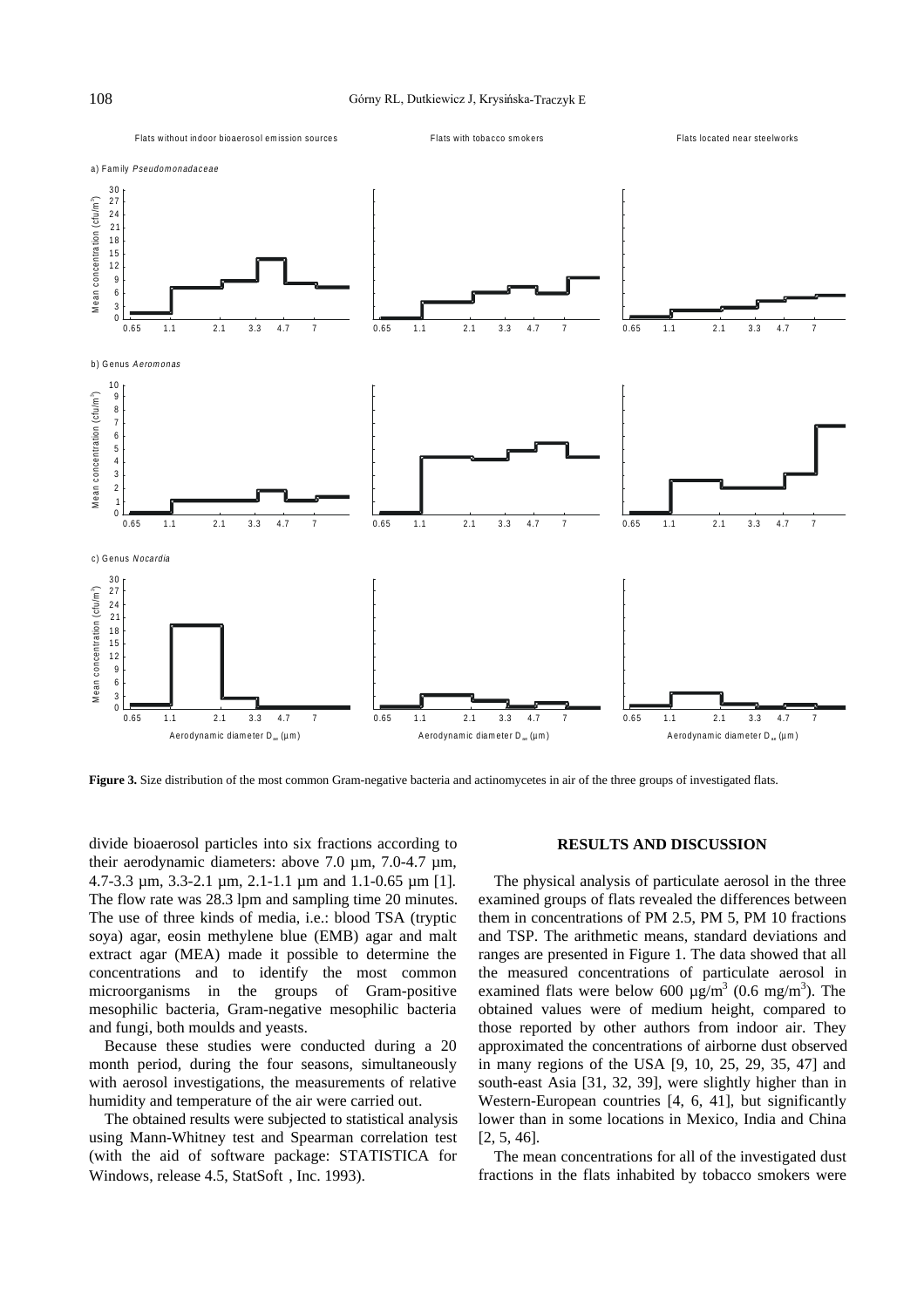**Figure 3.** Size distribution of the most common Gram-negative bacteria and actinomycetes in air of the three groups of investigated flats.

divide bioaerosol particles into six fractions according to their aerodynamic diameters: above 7.0 µm, 7.0-4.7 µm, 4.7-3.3 µm, 3.3-2.1 µm, 2.1-1.1 µm and 1.1-0.65 µm [1]. The flow rate was 28.3 lpm and sampling time 20 minutes. The use of three kinds of media, i.e.: blood TSA (tryptic soya) agar, eosin methylene blue (EMB) agar and malt extract agar (MEA) made it possible to determine the concentrations and to identify the most common microorganisms in the groups of Gram-positive mesophilic bacteria, Gram-negative mesophilic bacteria and fungi, both moulds and yeasts.

Because these studies were conducted during a 20 month period, during the four seasons, simultaneously with aerosol investigations, the measurements of relative humidity and temperature of the air were carried out.

The obtained results were subjected to statistical analysis using Mann-Whitney test and Spearman correlation test (with the aid of software package: STATISTICA for Windows, release 4.5, StatSoft , Inc. 1993).

## RESULTS AND DISCUSSION

The physical analysis of particulate aerosol in the three examined groups of flats revealed the differences between them in concentrations of PM 2.5, PM 5, PM 10 fractions and TSP. The arithmetic means, standard deviations and ranges are presented in Figure 1. The data showed that all the measured concentrations of particulate aerosol in examined flats were below 600 µg/m$^3$ (0.6 mg/m$^3$). The obtained values were of medium height, compared to those reported by other authors from indoor air. They approximated the concentrations of airborne dust observed in many regions of the USA [9, 10, 25, 29, 35, 47] and south-east Asia [31, 32, 39], were slightly higher than in Western-European countries [4, 6, 41], but significantly lower than in some locations in Mexico, India and China [2, 5, 46].

The mean concentrations for all of the investigated dust fractions in the flats inhabited by tobacco smokers were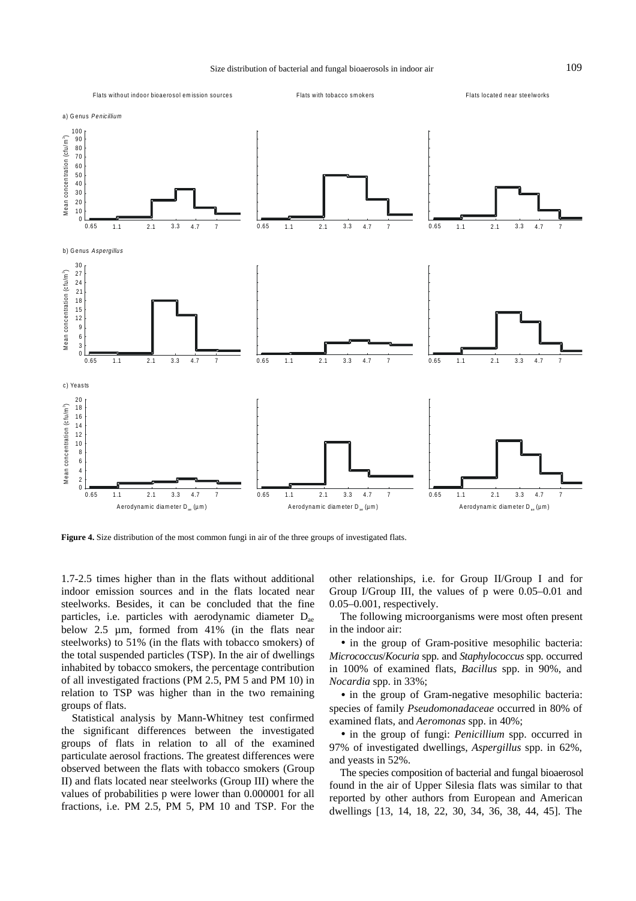**Figure 4.** Size distribution of the most common fungi in air of the three groups of investigated flats.

1.7-2.5 times higher than in the flats without additional indoor emission sources and in the flats located near steelworks. Besides, it can be concluded that the fine particles, i.e. particles with aerodynamic diameter $D_{ae}$ below 2.5 µm, formed from 41% (in the flats near steelworks) to 51% (in the flats with tobacco smokers) of the total suspended particles (TSP). In the air of dwellings inhabited by tobacco smokers, the percentage contribution of all investigated fractions (PM 2.5, PM 5 and PM 10) in relation to TSP was higher than in the two remaining groups of flats.

Statistical analysis by Mann-Whitney test confirmed the significant differences between the investigated groups of flats in relation to all of the examined particulate aerosol fractions. The greatest differences were observed between the flats with tobacco smokers (Group II) and flats located near steelworks (Group III) where the values of probabilities p were lower than 0.000001 for all fractions, i.e. PM 2.5, PM 5, PM 10 and TSP. For the other relationships, i.e. for Group II/Group I and for Group I/Group III, the values of p were 0.05–0.01 and 0.05–0.001, respectively.

The following microorganisms were most often present in the indoor air:

• in the group of Gram-positive mesophilic bacteria: *Micrococcus*/*Kocuria* spp. and *Staphylococcus* spp. occurred in 100% of examined flats, *Bacillus* spp. in 90%, and *Nocardia* spp. in 33%;

• in the group of Gram-negative mesophilic bacteria: species of family *Pseudomonadaceae* occurred in 80% of examined flats, and *Aeromonas* spp. in 40%;

• in the group of fungi: *Penicillium* spp. occurred in 97% of investigated dwellings, *Aspergillus* spp. in 62%, and yeasts in 52%.

The species composition of bacterial and fungal bioaerosol found in the air of Upper Silesia flats was similar to that reported by other authors from European and American dwellings [13, 14, 18, 22, 30, 34, 36, 38, 44, 45]. The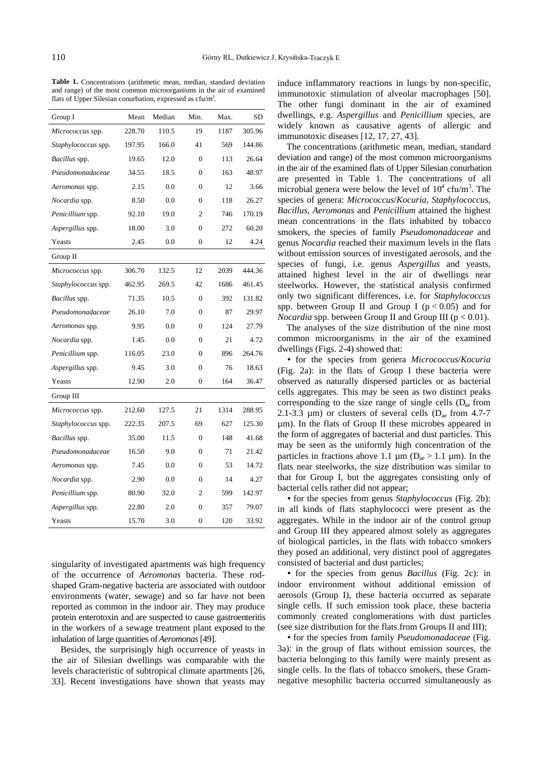**Table 1.** Concentrations (arithmetic mean, median, standard deviation and range) of the most common microorganisms in the air of examined flats of Upper Silesian conurbation, expressed as cfu/m$^3$.

| Group I | Mean | Median | Min. | Max. | SD |
|---|---|---|---|---|---|
| *Micrococcus* spp. | 228.70 | 110.5 | 19 | 1187 | 305.96 |
| *Staphylococcus* spp. | 197.95 | 166.0 | 41 | 569 | 144.86 |
| *Bacillus* spp. | 19.65 | 12.0 | 0 | 113 | 26.64 |
| *Pseudomonadaceae* | 34.55 | 18.5 | 0 | 163 | 48.97 |
| *Aeromonas* spp. | 2.15 | 0.0 | 0 | 12 | 3.66 |
| *Nocardia* spp. | 8.50 | 0.0 | 0 | 118 | 26.27 |
| *Penicillium* spp. | 92.10 | 19.0 | 2 | 746 | 170.19 |
| *Aspergillus* spp. | 18.00 | 3.0 | 0 | 272 | 60.20 |
| Yeasts | 2.45 | 0.0 | 0 | 12 | 4.24 |
| Group II | | | | | |
| *Micrococcus* spp. | 306.70 | 132.5 | 12 | 2039 | 444.36 |
| *Staphylococcus* spp. | 462.95 | 269.5 | 42 | 1686 | 461.45 |
| *Bacillus* spp. | 71.35 | 10.5 | 0 | 392 | 131.82 |
| *Pseudomonadaceae* | 26.10 | 7.0 | 0 | 87 | 29.97 |
| *Aeromonas* spp. | 9.95 | 0.0 | 0 | 124 | 27.79 |
| *Nocardia* spp. | 1.45 | 0.0 | 0 | 21 | 4.72 |
| *Penicillium* spp. | 116.05 | 23.0 | 0 | 896 | 264.76 |
| *Aspergillus* spp. | 9.45 | 3.0 | 0 | 76 | 18.63 |
| Yeasts | 12.90 | 2.0 | 0 | 164 | 36.47 |
| Group III | | | | | |
| *Micrococcus* spp. | 212.60 | 127.5 | 21 | 1314 | 288.95 |
| *Staphylococcus* spp. | 222.35 | 207.5 | 69 | 627 | 125.30 |
| *Bacillus* spp. | 35.00 | 11.5 | 0 | 148 | 41.68 |
| *Pseudomonadaceae* | 16.50 | 9.0 | 0 | 71 | 21.42 |
| *Aeromonas* spp. | 7.45 | 0.0 | 0 | 53 | 14.72 |
| *Nocardia* spp. | 2.90 | 0.0 | 0 | 14 | 4.27 |
| *Penicillium* spp. | 80.90 | 32.0 | 2 | 599 | 142.97 |
| *Aspergillus* spp. | 22.80 | 2.0 | 0 | 357 | 79.07 |
| Yeasts | 15.70 | 3.0 | 0 | 120 | 33.92 |

singularity of investigated apartments was high frequency of the occurrence of *Aeromonas* bacteria. These rod-shaped Gram-negative bacteria are associated with outdoor environments (water, sewage) and so far have not been reported as common in the indoor air. They may produce protein enterotoxin and are suspected to cause gastroenteritis in the workers of a sewage treatment plant exposed to the inhalation of large quantities of *Aeromonas* [49].

Besides, the surprisingly high occurrence of yeasts in the air of Silesian dwellings was comparable with the levels characteristic of subtropical climate apartments [26, 33]. Recent investigations have shown that yeasts may induce inflammatory reactions in lungs by non-specific, immunotoxic stimulation of alveolar macrophages [50]. The other fungi dominant in the air of examined dwellings, e.g. *Aspergillus* and *Penicillium* species, are widely known as causative agents of allergic and immunotoxic diseases [12, 17, 27, 43].

The concentrations (arithmetic mean, median, standard deviation and range) of the most common microorganisms in the air of the examined flats of Upper Silesian conurbation are presented in Table 1. The concentrations of all microbial genera were below the level of $10^4$ cfu/m$^3$. The species of genera: *Micrococcus*/*Kocuria*, *Staphylococcus*, *Bacillus*, *Aeromonas* and *Penicillium* attained the highest mean concentrations in the flats inhabited by tobacco smokers, the species of family *Pseudomonadaceae* and genus *Nocardia* reached their maximum levels in the flats without emission sources of investigated aerosols, and the species of fungi, i.e. genus *Aspergillus* and yeasts, attained highest level in the air of dwellings near steelworks. However, the statistical analysis confirmed only two significant differences, i.e. for *Staphylococcus* spp. between Group II and Group I ($p < 0.05$) and for *Nocardia* spp. between Group II and Group III ($p < 0.01$).

The analyses of the size distribution of the nine most common microorganisms in the air of the examined dwellings (Figs. 2-4) showed that:

- for the species from genera *Micrococcus*/*Kocuria* (Fig. 2a): in the flats of Group I these bacteria were observed as naturally dispersed particles or as bacterial cells aggregates. This may be seen as two distinct peaks corresponding to the size range of single cells ($D_{ae}$ from 2.1-3.3 µm) or clusters of several cells ($D_{ae}$ from 4.7-7 µm). In the flats of Group II these microbes appeared in the form of aggregates of bacterial and dust particles. This may be seen as the uniformly high concentration of the particles in fractions above 1.1 µm ($D_{ae} > 1.1$ µm). In the flats near steelworks, the size distribution was similar to that for Group I, but the aggregates consisting only of bacterial cells rather did not appear;
- for the species from genus *Staphylococcus* (Fig. 2b): in all kinds of flats staphylococci were present as the aggregates. While in the indoor air of the control group and Group III they appeared almost solely as aggregates of biological particles, in the flats with tobacco smokers they posed an additional, very distinct pool of aggregates consisted of bacterial and dust particles;
- for the species from genus *Bacillus* (Fig. 2c): in indoor environment without additional emission of aerosols (Group I), these bacteria occurred as separate single cells. If such emission took place, these bacteria commonly created conglomerations with dust particles (see size distribution for the flats from Groups II and III);
- for the species from family *Pseudomonadaceae* (Fig. 3a): in the group of flats without emission sources, the bacteria belonging to this family were mainly present as single cells. In the flats of tobacco smokers, these Gram-negative mesophilic bacteria occurred simultaneously as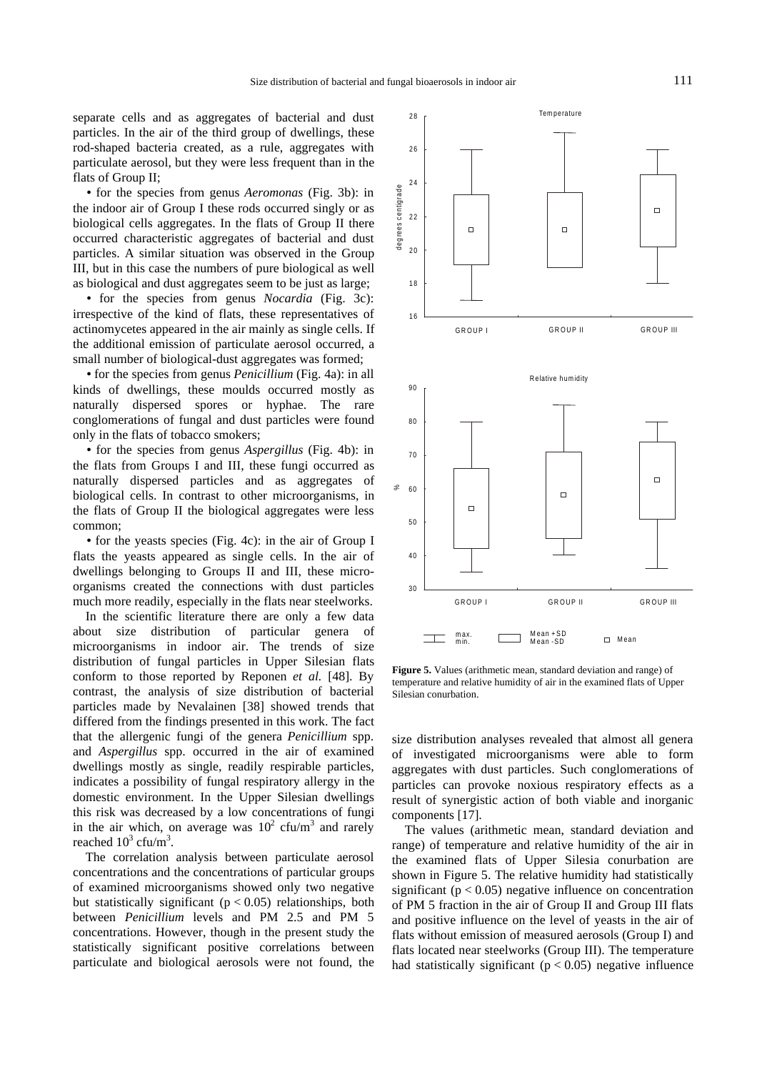separate cells and as aggregates of bacterial and dust particles. In the air of the third group of dwellings, these rod-shaped bacteria created, as a rule, aggregates with particulate aerosol, but they were less frequent than in the flats of Group II;

• for the species from genus *Aeromonas* (Fig. 3b): in the indoor air of Group I these rods occurred singly or as biological cells aggregates. In the flats of Group II there occurred characteristic aggregates of bacterial and dust particles. A similar situation was observed in the Group III, but in this case the numbers of pure biological as well as biological and dust aggregates seem to be just as large;

• for the species from genus *Nocardia* (Fig. 3c): irrespective of the kind of flats, these representatives of actinomycetes appeared in the air mainly as single cells. If the additional emission of particulate aerosol occurred, a small number of biological-dust aggregates was formed;

• for the species from genus *Penicillium* (Fig. 4a): in all kinds of dwellings, these moulds occurred mostly as naturally dispersed spores or hyphae. The rare conglomerations of fungal and dust particles were found only in the flats of tobacco smokers;

• for the species from genus *Aspergillus* (Fig. 4b): in the flats from Groups I and III, these fungi occurred as naturally dispersed particles and as aggregates of biological cells. In contrast to other microorganisms, in the flats of Group II the biological aggregates were less common;

• for the yeasts species (Fig. 4c): in the air of Group I flats the yeasts appeared as single cells. In the air of dwellings belonging to Groups II and III, these micro-organisms created the connections with dust particles much more readily, especially in the flats near steelworks.

In the scientific literature there are only a few data about size distribution of particular genera of microorganisms in indoor air. The trends of size distribution of fungal particles in Upper Silesian flats conform to those reported by Reponen *et al.* [48]. By contrast, the analysis of size distribution of bacterial particles made by Nevalainen [38] showed trends that differed from the findings presented in this work. The fact that the allergenic fungi of the genera *Penicillium* spp. and *Aspergillus* spp. occurred in the air of examined dwellings mostly as single, readily respirable particles, indicates a possibility of fungal respiratory allergy in the domestic environment. In the Upper Silesian dwellings this risk was decreased by a low concentrations of fungi in the air which, on average was $10^2$ cfu/m$^3$ and rarely reached $10^3$ cfu/m$^3$.

The correlation analysis between particulate aerosol concentrations and the concentrations of particular groups of examined microorganisms showed only two negative but statistically significant ($p < 0.05$) relationships, both between *Penicillium* levels and PM 2.5 and PM 5 concentrations. However, though in the present study the statistically significant positive correlations between particulate and biological aerosols were not found, the size distribution analyses revealed that almost all genera of investigated microorganisms were able to form aggregates with dust particles. Such conglomerations of particles can provoke noxious respiratory effects as a result of synergistic action of both viable and inorganic components [17].

**Figure 5.** Values (arithmetic mean, standard deviation and range) of temperature and relative humidity of air in the examined flats of Upper Silesian conurbation.

The values (arithmetic mean, standard deviation and range) of temperature and relative humidity of the air in the examined flats of Upper Silesia conurbation are shown in Figure 5. The relative humidity had statistically significant ($p < 0.05$) negative influence on concentration of PM 5 fraction in the air of Group II and Group III flats and positive influence on the level of yeasts in the air of flats without emission of measured aerosols (Group I) and flats located near steelworks (Group III). The temperature had statistically significant ($p < 0.05$) negative influence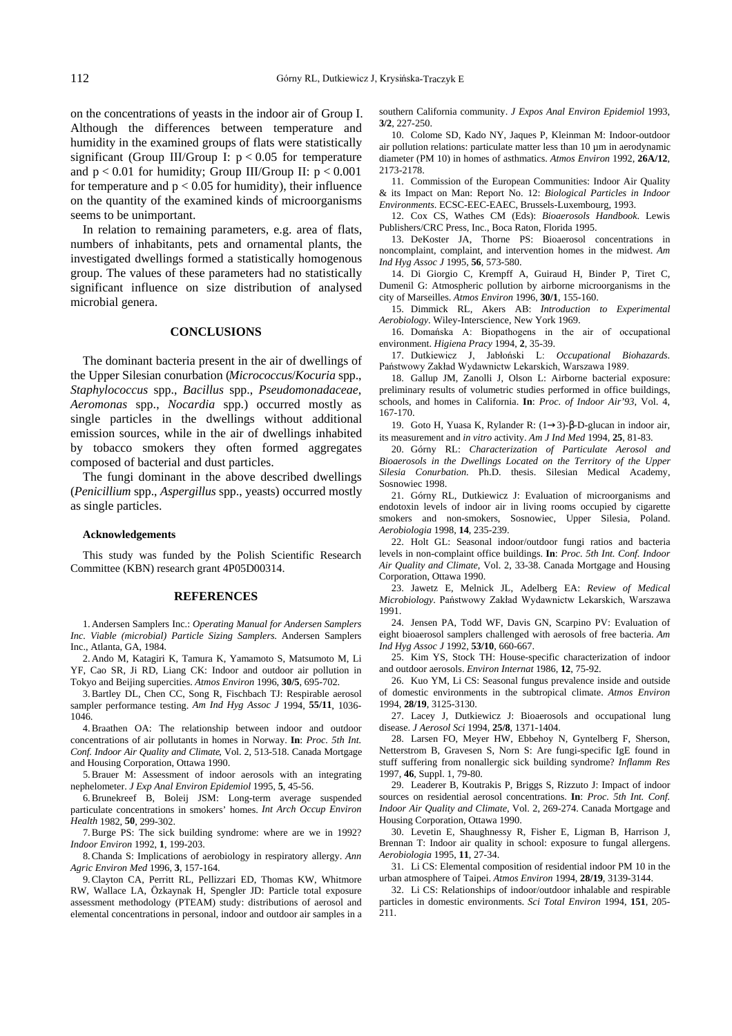on the concentrations of yeasts in the indoor air of Group I. Although the differences between temperature and humidity in the examined groups of flats were statistically significant (Group III/Group I: $p < 0.05$ for temperature and $p < 0.01$ for humidity; Group III/Group II: $p < 0.001$ for temperature and $p < 0.05$ for humidity), their influence on the quantity of the examined kinds of microorganisms seems to be unimportant.

In relation to remaining parameters, e.g. area of flats, numbers of inhabitants, pets and ornamental plants, the investigated dwellings formed a statistically homogenous group. The values of these parameters had no statistically significant influence on size distribution of analysed microbial genera.

## CONCLUSIONS

The dominant bacteria present in the air of dwellings of the Upper Silesian conurbation (*Micrococcus*/*Kocuria* spp., *Staphylococcus* spp., *Bacillus* spp., *Pseudomonadaceae*, *Aeromonas* spp., *Nocardia* spp.) occurred mostly as single particles in the dwellings without additional emission sources, while in the air of dwellings inhabited by tobacco smokers they often formed aggregates composed of bacterial and dust particles.

The fungi dominant in the above described dwellings (*Penicillium* spp., *Aspergillus* spp., yeasts) occurred mostly as single particles.

#### Acknowledgements

This study was funded by the Polish Scientific Research Committee (KBN) research grant 4P05D00314.

## REFERENCES

1. Andersen Samplers Inc.: *Operating Manual for Andersen Samplers Inc. Viable (microbial) Particle Sizing Samplers*. Andersen Samplers Inc., Atlanta, GA, 1984.

2. Ando M, Katagiri K, Tamura K, Yamamoto S, Matsumoto M, Li YF, Cao SR, Ji RD, Liang CK: Indoor and outdoor air pollution in Tokyo and Beijing supercities. *Atmos Environ* 1996, **30/5**, 695-702.

3. Bartley DL, Chen CC, Song R, Fischbach TJ: Respirable aerosol sampler performance testing. *Am Ind Hyg Assoc J* 1994, **55/11**, 1036-1046.

4. Braathen OA: The relationship between indoor and outdoor concentrations of air pollutants in homes in Norway. **In**: *Proc. 5th Int. Conf. Indoor Air Quality and Climate*, Vol. 2, 513-518. Canada Mortgage and Housing Corporation, Ottawa 1990.

5. Brauer M: Assessment of indoor aerosols with an integrating nephelometer. *J Exp Anal Environ Epidemiol* 1995, **5**, 45-56.

6. Brunekreef B, Boleij JSM: Long-term average suspended particulate concentrations in smokers' homes. *Int Arch Occup Environ Health* 1982, **50**, 299-302.

7. Burge PS: The sick building syndrome: where are we in 1992? *Indoor Environ* 1992, **1**, 199-203.

8. Chanda S: Implications of aerobiology in respiratory allergy. *Ann Agric Environ Med* 1996, **3**, 157-164.

9. Clayton CA, Perritt RL, Pellizzari ED, Thomas KW, Whitmore RW, Wallace LA, Özkaynak H, Spengler JD: Particle total exposure assessment methodology (PTEAM) study: distributions of aerosol and elemental concentrations in personal, indoor and outdoor air samples in a southern California community. *J Expos Anal Environ Epidemiol* 1993, **3/2**, 227-250.

10. Colome SD, Kado NY, Jaques P, Kleinman M: Indoor-outdoor air pollution relations: particulate matter less than 10 µm in aerodynamic diameter (PM 10) in homes of asthmatics. *Atmos Environ* 1992, **26A/12**, 2173-2178.

11. Commission of the European Communities: Indoor Air Quality & its Impact on Man: Report No. 12: *Biological Particles in Indoor Environments*. ECSC-EEC-EAEC, Brussels-Luxembourg, 1993.

12. Cox CS, Wathes CM (Eds): *Bioaerosols Handbook*. Lewis Publishers/CRC Press, Inc., Boca Raton, Florida 1995.

13. DeKoster JA, Thorne PS: Bioaerosol concentrations in noncomplaint, complaint, and intervention homes in the midwest. *Am Ind Hyg Assoc J* 1995, **56**, 573-580.

14. Di Giorgio C, Krempff A, Guiraud H, Binder P, Tiret C, Dumenil G: Atmospheric pollution by airborne microorganisms in the city of Marseilles. *Atmos Environ* 1996, **30/1**, 155-160.

15. Dimmick RL, Akers AB: *Introduction to Experimental Aerobiology*. Wiley-Interscience, New York 1969.

16. Domańska A: Biopathogens in the air of occupational environment. *Higiena Pracy* 1994, **2**, 35-39.

17. Dutkiewicz J, Jabłoński L: *Occupational Biohazards*. Państwowy Zakład Wydawnictw Lekarskich, Warszawa 1989.

18. Gallup JM, Zanolli J, Olson L: Airborne bacterial exposure: preliminary results of volumetric studies performed in office buildings, schools, and homes in California. **In**: *Proc. of Indoor Air'93*, Vol. 4, 167-170.

19. Goto H, Yuasa K, Rylander R: (1→3)-β-D-glucan in indoor air, its measurement and *in vitro* activity. *Am J Ind Med* 1994, **25**, 81-83.

20. Górny RL: *Characterization of Particulate Aerosol and Bioaerosols in the Dwellings Located on the Territory of the Upper Silesia Conurbation*. Ph.D. thesis. Silesian Medical Academy, Sosnowiec 1998.

21. Górny RL, Dutkiewicz J: Evaluation of microorganisms and endotoxin levels of indoor air in living rooms occupied by cigarette smokers and non-smokers, Sosnowiec, Upper Silesia, Poland. *Aerobiologia* 1998, **14**, 235-239.

22. Holt GL: Seasonal indoor/outdoor fungi ratios and bacteria levels in non-complaint office buildings. **In**: *Proc. 5th Int. Conf. Indoor Air Quality and Climate*, Vol. 2, 33-38. Canada Mortgage and Housing Corporation, Ottawa 1990.

23. Jawetz E, Melnick JL, Adelberg EA: *Review of Medical Microbiology*. Państwowy Zakład Wydawnictw Lekarskich, Warszawa 1991.

24. Jensen PA, Todd WF, Davis GN, Scarpino PV: Evaluation of eight bioaerosol samplers challenged with aerosols of free bacteria. *Am Ind Hyg Assoc J* 1992, **53/10**, 660-667.

25. Kim YS, Stock TH: House-specific characterization of indoor and outdoor aerosols. *Environ Internat* 1986, **12**, 75-92.

26. Kuo YM, Li CS: Seasonal fungus prevalence inside and outside of domestic environments in the subtropical climate. *Atmos Environ* 1994, **28/19**, 3125-3130.

27. Lacey J, Dutkiewicz J: Bioaerosols and occupational lung disease. *J Aerosol Sci* 1994, **25/8**, 1371-1404.

28. Larsen FO, Meyer HW, Ebbehoy N, Gyntelberg F, Sherson, Netterstrom B, Gravesen S, Norn S: Are fungi-specific IgE found in stuff suffering from nonallergic sick building syndrome? *Inflamm Res* 1997, **46**, Suppl. 1, 79-80.

29. Leaderer B, Koutrakis P, Briggs S, Rizzuto J: Impact of indoor sources on residential aerosol concentrations. **In**: *Proc. 5th Int. Conf. Indoor Air Quality and Climate*, Vol. 2, 269-274. Canada Mortgage and Housing Corporation, Ottawa 1990.

30. Levetin E, Shaughnessy R, Fisher E, Ligman B, Harrison J, Brennan T: Indoor air quality in school: exposure to fungal allergens. *Aerobiologia* 1995, **11**, 27-34.

31. Li CS: Elemental composition of residential indoor PM 10 in the urban atmosphere of Taipei. *Atmos Environ* 1994, **28/19**, 3139-3144.

32. Li CS: Relationships of indoor/outdoor inhalable and respirable particles in domestic environments. *Sci Total Environ* 1994, **151**, 205-211.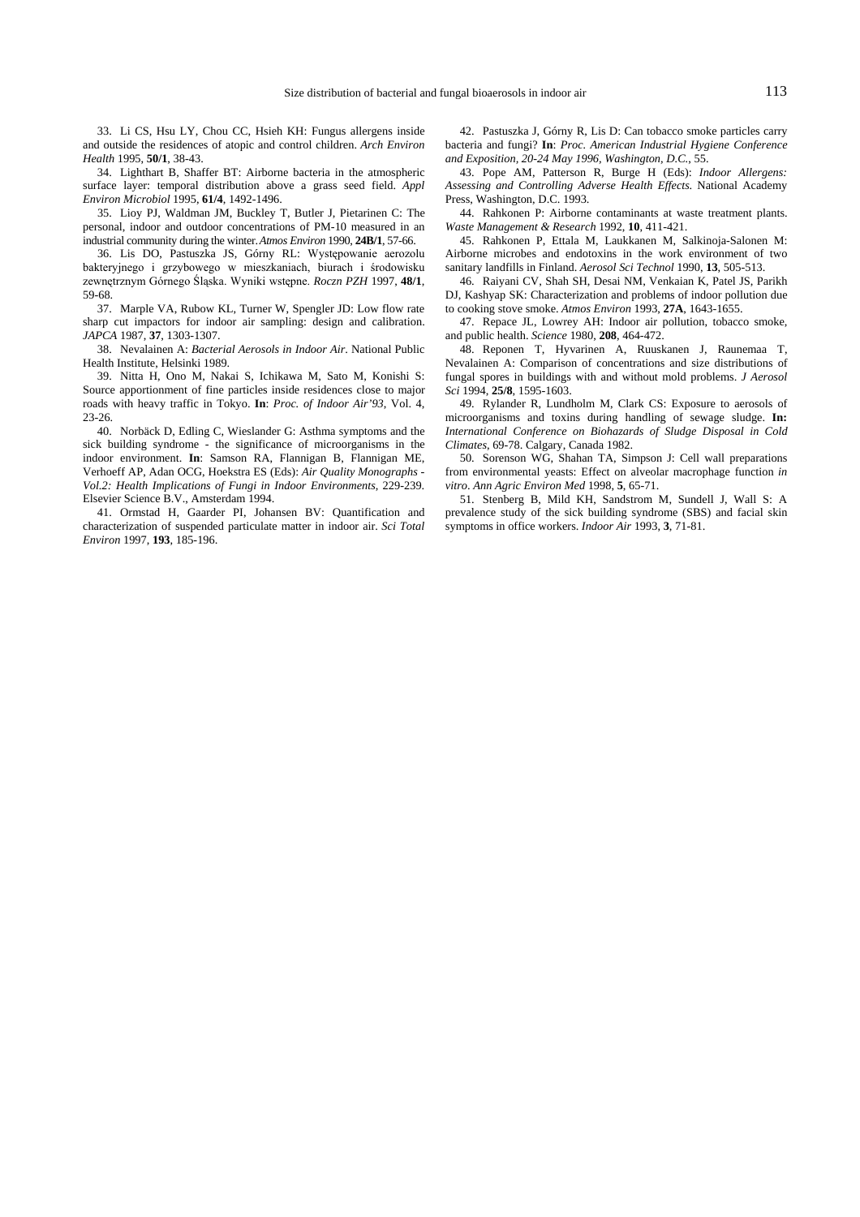33. Li CS, Hsu LY, Chou CC, Hsieh KH: Fungus allergens inside and outside the residences of atopic and control children. *Arch Environ Health* 1995, **50/1**, 38-43.

34. Lighthart B, Shaffer BT: Airborne bacteria in the atmospheric surface layer: temporal distribution above a grass seed field. *Appl Environ Microbiol* 1995, **61/4**, 1492-1496.

35. Lioy PJ, Waldman JM, Buckley T, Butler J, Pietarinen C: The personal, indoor and outdoor concentrations of PM-10 measured in an industrial community during the winter. *Atmos Environ* 1990, **24B/1**, 57-66.

36. Lis DO, Pastuszka JS, Górny RL: Występowanie aerozolu bakteryjnego i grzybowego w mieszkaniach, biurach i środowisku zewnętrznym Górnego Śląska. Wyniki wstępne. *Roczn PZH* 1997, **48/1**, 59-68.

37. Marple VA, Rubow KL, Turner W, Spengler JD: Low flow rate sharp cut impactors for indoor air sampling: design and calibration. *JAPCA* 1987, **37**, 1303-1307.

38. Nevalainen A: *Bacterial Aerosols in Indoor Air*. National Public Health Institute, Helsinki 1989.

39. Nitta H, Ono M, Nakai S, Ichikawa M, Sato M, Konishi S: Source apportionment of fine particles inside residences close to major roads with heavy traffic in Tokyo. **In**: *Proc. of Indoor Air'93*, Vol. 4, 23-26.

40. Norbäck D, Edling C, Wieslander G: Asthma symptoms and the sick building syndrome - the significance of microorganisms in the indoor environment. **In**: Samson RA, Flannigan B, Flannigan ME, Verhoeff AP, Adan OCG, Hoekstra ES (Eds): *Air Quality Monographs - Vol.2: Health Implications of Fungi in Indoor Environments*, 229-239. Elsevier Science B.V., Amsterdam 1994.

41. Ormstad H, Gaarder PI, Johansen BV: Quantification and characterization of suspended particulate matter in indoor air. *Sci Total Environ* 1997, **193**, 185-196.

42. Pastuszka J, Górny R, Lis D: Can tobacco smoke particles carry bacteria and fungi? **In**: *Proc. American Industrial Hygiene Conference and Exposition, 20-24 May 1996, Washington, D.C.*, 55.

43. Pope AM, Patterson R, Burge H (Eds): *Indoor Allergens: Assessing and Controlling Adverse Health Effects*. National Academy Press, Washington, D.C. 1993.

44. Rahkonen P: Airborne contaminants at waste treatment plants. *Waste Management & Research* 1992, **10**, 411-421.

45. Rahkonen P, Ettala M, Laukkanen M, Salkinoja-Salonen M: Airborne microbes and endotoxins in the work environment of two sanitary landfills in Finland. *Aerosol Sci Technol* 1990, **13**, 505-513.

46. Raiyani CV, Shah SH, Desai NM, Venkaian K, Patel JS, Parikh DJ, Kashyap SK: Characterization and problems of indoor pollution due to cooking stove smoke. *Atmos Environ* 1993, **27A**, 1643-1655.

47. Repace JL, Lowrey AH: Indoor air pollution, tobacco smoke, and public health. *Science* 1980, **208**, 464-472.

48. Reponen T, Hyvarinen A, Ruuskanen J, Raunemaa T, Nevalainen A: Comparison of concentrations and size distributions of fungal spores in buildings with and without mold problems. *J Aerosol Sci* 1994, **25/8**, 1595-1603.

49. Rylander R, Lundholm M, Clark CS: Exposure to aerosols of microorganisms and toxins during handling of sewage sludge. **In:** *International Conference on Biohazards of Sludge Disposal in Cold Climates*, 69-78. Calgary, Canada 1982.

50. Sorenson WG, Shahan TA, Simpson J: Cell wall preparations from environmental yeasts: Effect on alveolar macrophage function *in vitro*. *Ann Agric Environ Med* 1998, **5**, 65-71.

51. Stenberg B, Mild KH, Sandstrom M, Sundell J, Wall S: A prevalence study of the sick building syndrome (SBS) and facial skin symptoms in office workers. *Indoor Air* 1993, **3**, 71-81.